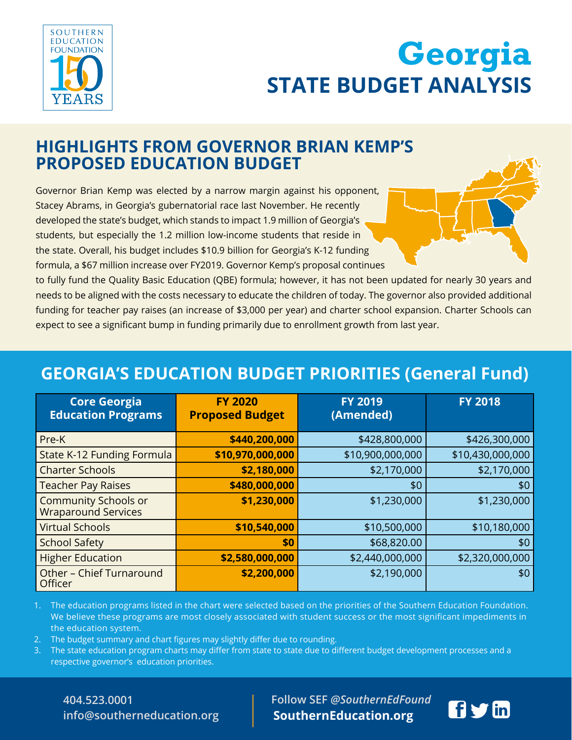# Georgia
## STATE BUDGET ANALYSIS

## HIGHLIGHTS FROM GOVERNOR BRIAN KEMP'S PROPOSED EDUCATION BUDGET

Governor Brian Kemp was elected by a narrow margin against his opponent, Stacey Abrams, in Georgia's gubernatorial race last November. He recently developed the state's budget, which stands to impact 1.9 million of Georgia's students, but especially the 1.2 million low-income students that reside in the state. Overall, his budget includes $10.9 billion for Georgia's K-12 funding formula, a $67 million increase over FY2019. Governor Kemp's proposal continues to fully fund the Quality Basic Education (QBE) formula; however, it has not been updated for nearly 30 years and needs to be aligned with the costs necessary to educate the children of today. The governor also provided additional funding for teacher pay raises (an increase of $3,000 per year) and charter school expansion. Charter Schools can expect to see a significant bump in funding primarily due to enrollment growth from last year.

## GEORGIA'S EDUCATION BUDGET PRIORITIES (General Fund)

| Core Georgia Education Programs | FY 2020 Proposed Budget | FY 2019 (Amended) | FY 2018 |
|---|---|---|---|
| Pre-K | **$440,200,000** | $428,800,000 | $426,300,000 |
| State K-12 Funding Formula | **$10,970,000,000** | $10,900,000,000 | $10,430,000,000 |
| Charter Schools | **$2,180,000** | $2,170,000 | $2,170,000 |
| Teacher Pay Raises | **$480,000,000** | $0 | $0 |
| Community Schools or Wraparound Services | **$1,230,000** | $1,230,000 | $1,230,000 |
| Virtual Schools | **$10,540,000** | $10,500,000 | $10,180,000 |
| School Safety | **$0** | $68,820.00 | $0 |
| Higher Education | **$2,580,000,000** | $2,440,000,000 | $2,320,000,000 |
| Other – Chief Turnaround Officer | **$2,200,000** | $2,190,000 | $0 |

1. The education programs listed in the chart were selected based on the priorities of the Southern Education Foundation. We believe these programs are most closely associated with student success or the most significant impediments in the education system.
2. The budget summary and chart figures may slightly differ due to rounding.
3. The state education program charts may differ from state to state due to different budget development processes and a respective governor's education priorities.

404.523.0001
info@southerneducation.org

Follow SEF *@SouthernEdFound*
**SouthernEducation.org**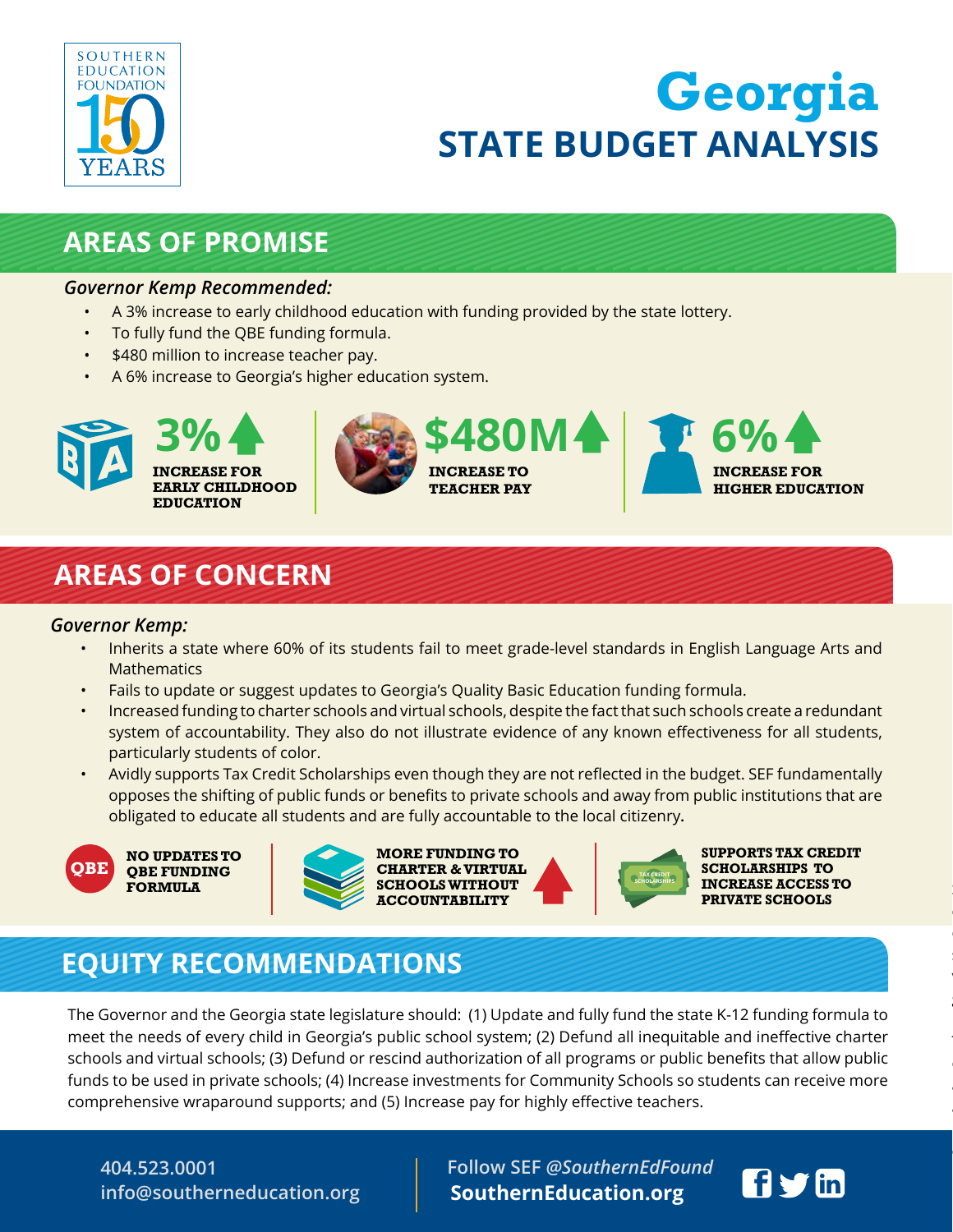SOUTHERN EDUCATION FOUNDATION 150 YEARS

# Georgia

## STATE BUDGET ANALYSIS

## AREAS OF PROMISE

***Governor Kemp Recommended:***

- A 3% increase to early childhood education with funding provided by the state lottery.
- To fully fund the QBE funding formula.
- $480 million to increase teacher pay.
- A 6% increase to Georgia's higher education system.

**3%** INCREASE FOR EARLY CHILDHOOD EDUCATION

**$480M** INCREASE TO TEACHER PAY

**6%** INCREASE FOR HIGHER EDUCATION

## AREAS OF CONCERN

***Governor Kemp:***

- Inherits a state where 60% of its students fail to meet grade-level standards in English Language Arts and Mathematics
- Fails to update or suggest updates to Georgia's Quality Basic Education funding formula.
- Increased funding to charter schools and virtual schools, despite the fact that such schools create a redundant system of accountability. They also do not illustrate evidence of any known effectiveness for all students, particularly students of color.
- Avidly supports Tax Credit Scholarships even though they are not reflected in the budget. SEF fundamentally opposes the shifting of public funds or benefits to private schools and away from public institutions that are obligated to educate all students and are fully accountable to the local citizenry.

**NO UPDATES TO QBE FUNDING FORMULA**

**MORE FUNDING TO CHARTER & VIRTUAL SCHOOLS WITHOUT ACCOUNTABILITY**

**SUPPORTS TAX CREDIT SCHOLARSHIPS TO INCREASE ACCESS TO PRIVATE SCHOOLS**

## EQUITY RECOMMENDATIONS

The Governor and the Georgia state legislature should: (1) Update and fully fund the state K-12 funding formula to meet the needs of every child in Georgia's public school system; (2) Defund all inequitable and ineffective charter schools and virtual schools; (3) Defund or rescind authorization of all programs or public benefits that allow public funds to be used in private schools; (4) Increase investments for Community Schools so students can receive more comprehensive wraparound supports; and (5) Increase pay for highly effective teachers.

404.523.0001
info@southerneducation.org

Follow SEF *@SouthernEdFound*
**SouthernEducation.org**